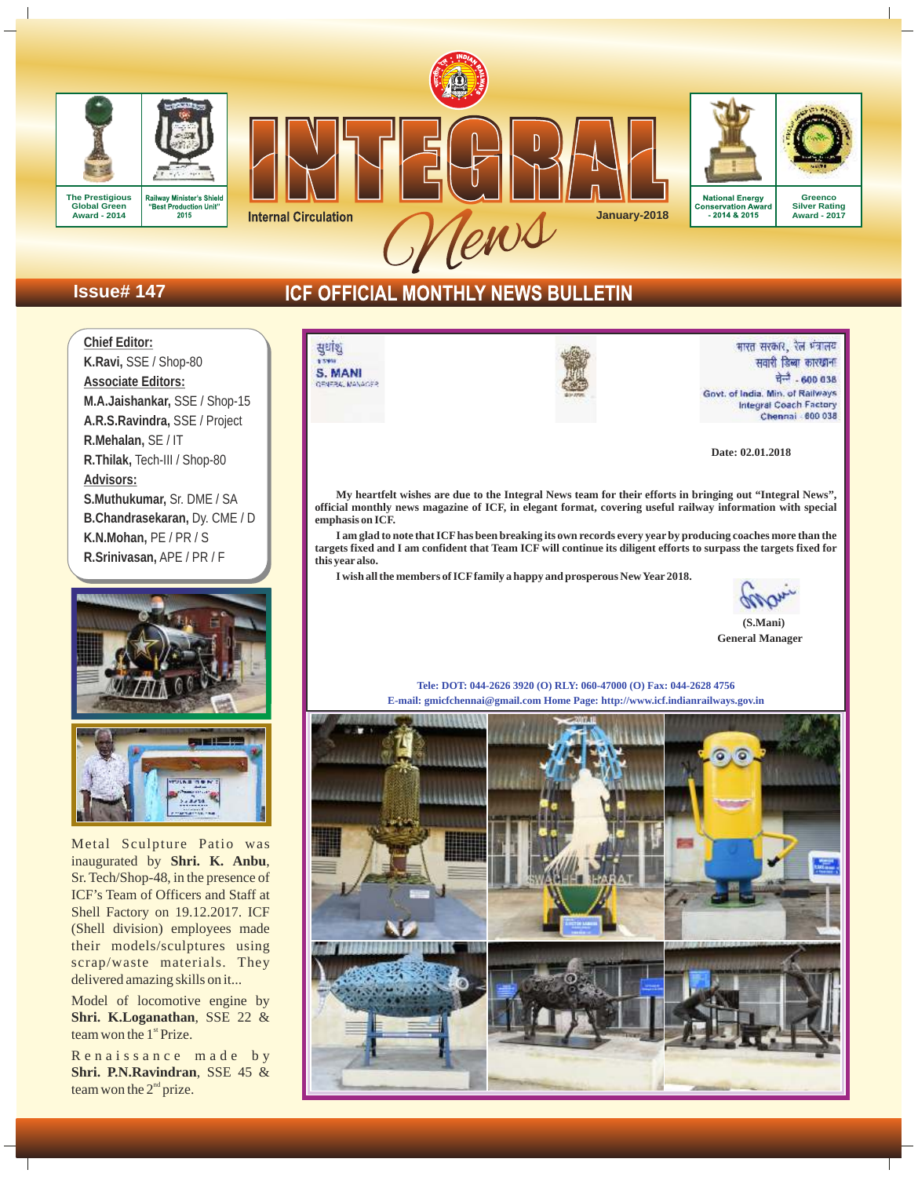The Prestigious Global Green Award - 2014

Railway Minister's Shield "Best Production Unit" 2015

# INTEGRAL News

Internal Circulation

January-2018

National Energy Conservation Award - 2014 & 2015

Greenco Silver Rating Award - 2017

**Issue# 147**

## ICF OFFICIAL MONTHLY NEWS BULLETIN

**Chief Editor:**
**K.Ravi,** SSE / Shop-80

**Associate Editors:**
**M.A.Jaishankar,** SSE / Shop-15
**A.R.S.Ravindra,** SSE / Project
**R.Mehalan,** SE / IT
**R.Thilak,** Tech-III / Shop-80

**Advisors:**
**S.Muthukumar,** Sr. DME / SA
**B.Chandrasekaran,** Dy. CME / D
**K.N.Mohan,** PE / PR / S
**R.Srinivasan,** APE / PR / F

Metal Sculpture Patio was inaugurated by **Shri. K. Anbu**, Sr. Tech/Shop-48, in the presence of ICF's Team of Officers and Staff at Shell Factory on 19.12.2017. ICF (Shell division) employees made their models/sculptures using scrap/waste materials. They delivered amazing skills on it...

Model of locomotive engine by **Shri. K.Loganathan**, SSE 22 & team won the 1st Prize.

Renaissance made by **Shri. P.N.Ravindran**, SSE 45 & team won the 2nd prize.

---

सुधांशु
**S. MANI**
GENERAL MANAGER

भारत सरकार, रेल मंत्रालय
सवारी डिब्बा कारखाना
चेन्नै - 600 038
Govt. of India, Min. of Railways
Integral Coach Factory
Chennai - 600 038

**Date: 02.01.2018**

**My heartfelt wishes are due to the Integral News team for their efforts in bringing out "Integral News", official monthly news magazine of ICF, in elegant format, covering useful railway information with special emphasis on ICF.**

**I am glad to note that ICF has been breaking its own records every year by producing coaches more than the targets fixed and I am confident that Team ICF will continue its diligent efforts to surpass the targets fixed for this year also.**

**I wish all the members of ICF family a happy and prosperous New Year 2018.**

**(S.Mani)**
**General Manager**

**Tele: DOT: 044-2626 3920 (O) RLY: 060-47000 (O) Fax: 044-2628 4756**
**E-mail: gmicfchennai@gmail.com Home Page: http://www.icf.indianrailways.gov.in**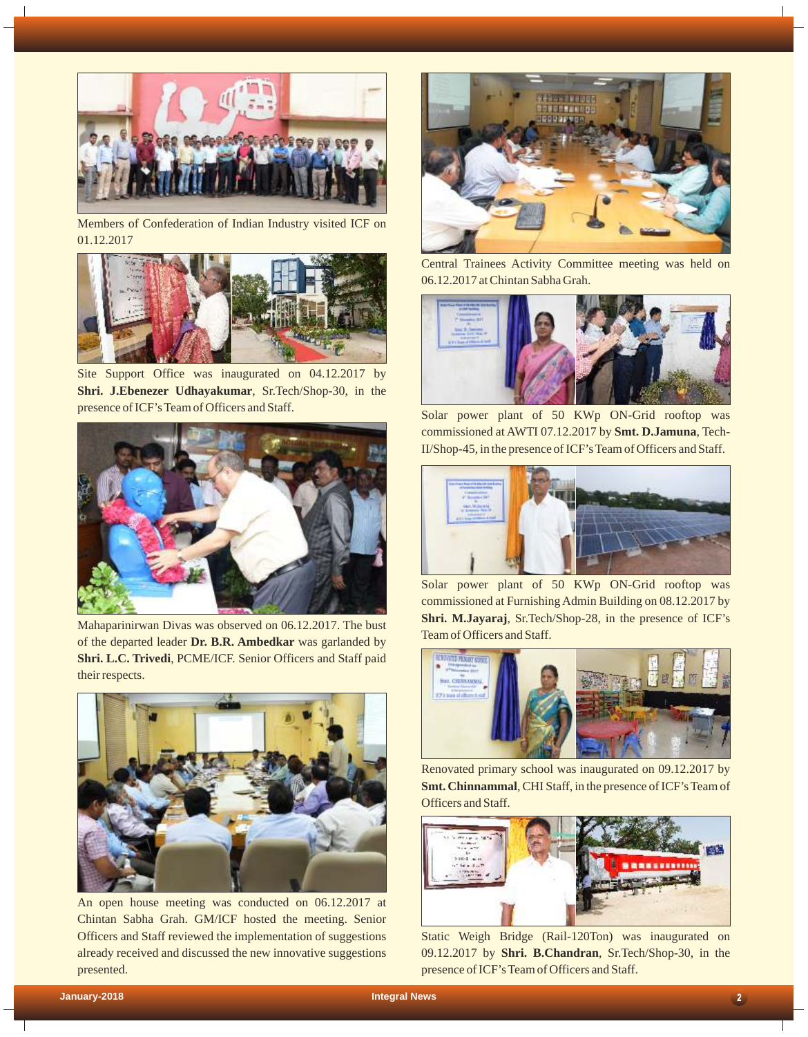Members of Confederation of Indian Industry visited ICF on 01.12.2017

Site Support Office was inaugurated on 04.12.2017 by **Shri. J.Ebenezer Udhayakumar**, Sr.Tech/Shop-30, in the presence of ICF's Team of Officers and Staff.

Mahaparinirwan Divas was observed on 06.12.2017. The bust of the departed leader **Dr. B.R. Ambedkar** was garlanded by **Shri. L.C. Trivedi**, PCME/ICF. Senior Officers and Staff paid their respects.

An open house meeting was conducted on 06.12.2017 at Chintan Sabha Grah. GM/ICF hosted the meeting. Senior Officers and Staff reviewed the implementation of suggestions already received and discussed the new innovative suggestions presented.

Central Trainees Activity Committee meeting was held on 06.12.2017 at Chintan Sabha Grah.

Solar power plant of 50 KWp ON-Grid rooftop was commissioned at AWTI 07.12.2017 by **Smt. D.Jamuna**, Tech-II/Shop-45, in the presence of ICF's Team of Officers and Staff.

Solar power plant of 50 KWp ON-Grid rooftop was commissioned at Furnishing Admin Building on 08.12.2017 by **Shri. M.Jayaraj**, Sr.Tech/Shop-28, in the presence of ICF's Team of Officers and Staff.

Renovated primary school was inaugurated on 09.12.2017 by **Smt. Chinnammal**, CHI Staff, in the presence of ICF's Team of Officers and Staff.

Static Weigh Bridge (Rail-120Ton) was inaugurated on 09.12.2017 by **Shri. B.Chandran**, Sr.Tech/Shop-30, in the presence of ICF's Team of Officers and Staff.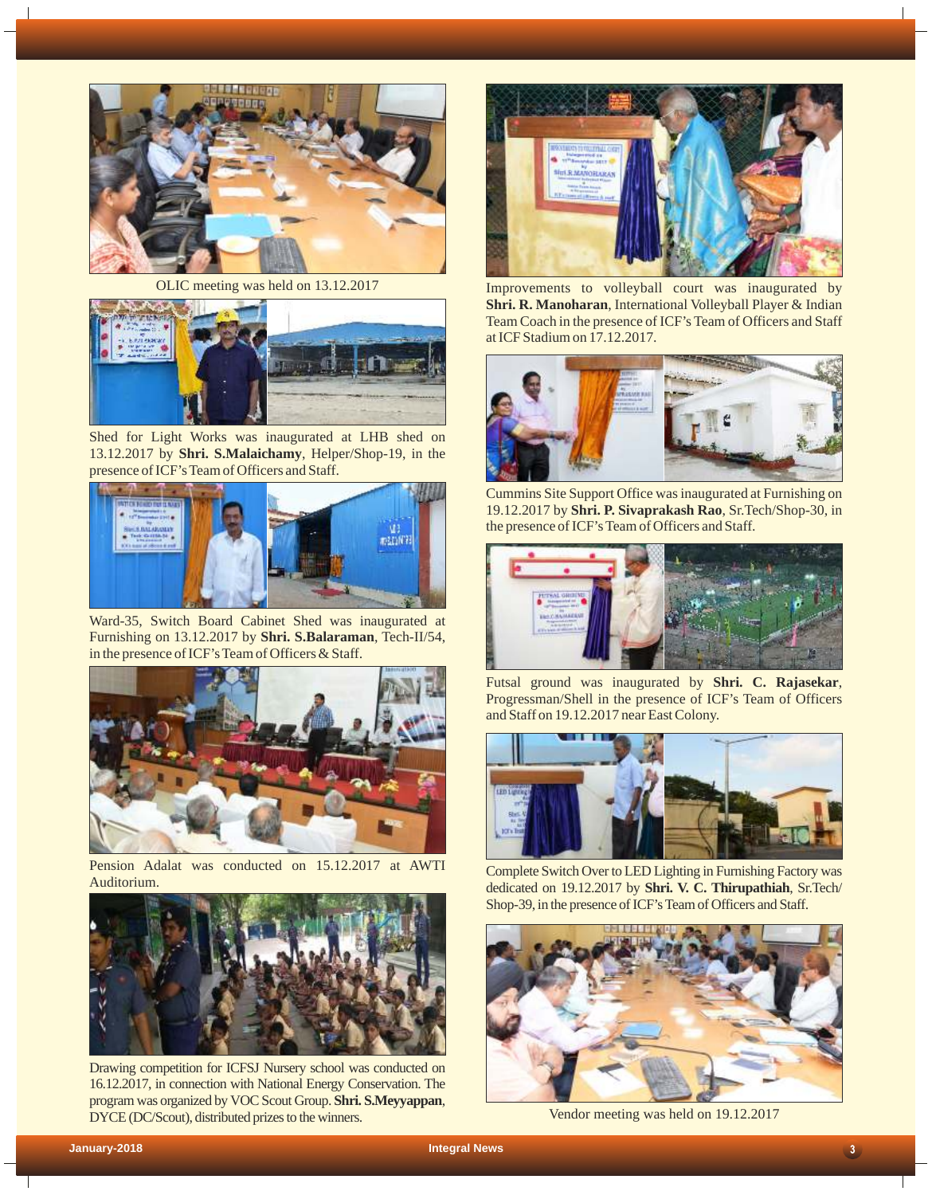OLIC meeting was held on 13.12.2017

Shed for Light Works was inaugurated at LHB shed on 13.12.2017 by **Shri. S.Malaichamy**, Helper/Shop-19, in the presence of ICF's Team of Officers and Staff.

Ward-35, Switch Board Cabinet Shed was inaugurated at Furnishing on 13.12.2017 by **Shri. S.Balaraman**, Tech-II/54, in the presence of ICF's Team of Officers & Staff.

Pension Adalat was conducted on 15.12.2017 at AWTI Auditorium.

Drawing competition for ICFSJ Nursery school was conducted on 16.12.2017, in connection with National Energy Conservation. The program was organized by VOC Scout Group. **Shri. S.Meyyappan**, DYCE (DC/Scout), distributed prizes to the winners.

Improvements to volleyball court was inaugurated by **Shri. R. Manoharan**, International Volleyball Player & Indian Team Coach in the presence of ICF's Team of Officers and Staff at ICF Stadium on 17.12.2017.

Cummins Site Support Office was inaugurated at Furnishing on 19.12.2017 by **Shri. P. Sivaprakash Rao**, Sr.Tech/Shop-30, in the presence of ICF's Team of Officers and Staff.

Futsal ground was inaugurated by **Shri. C. Rajasekar**, Progressman/Shell in the presence of ICF's Team of Officers and Staff on 19.12.2017 near East Colony.

Complete Switch Over to LED Lighting in Furnishing Factory was dedicated on 19.12.2017 by **Shri. V. C. Thirupathiah**, Sr.Tech/Shop-39, in the presence of ICF's Team of Officers and Staff.

Vendor meeting was held on 19.12.2017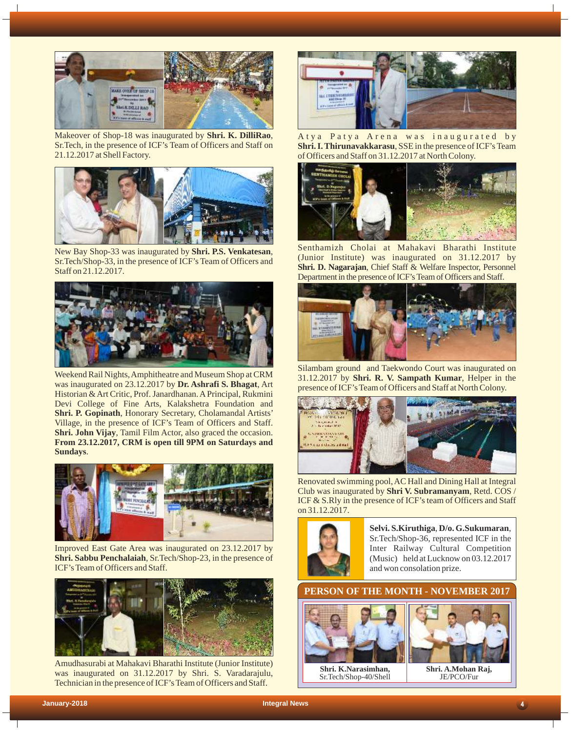Makeover of Shop-18 was inaugurated by **Shri. K. DilliRao**, Sr.Tech, in the presence of ICF's Team of Officers and Staff on 21.12.2017 at Shell Factory.

New Bay Shop-33 was inaugurated by **Shri. P.S. Venkatesan**, Sr.Tech/Shop-33, in the presence of ICF's Team of Officers and Staff on 21.12.2017.

Weekend Rail Nights, Amphitheatre and Museum Shop at CRM was inaugurated on 23.12.2017 by **Dr. Ashrafi S. Bhagat**, Art Historian & Art Critic, Prof. Janardhanan. A Principal, Rukmini Devi College of Fine Arts, Kalakshetra Foundation and **Shri. P. Gopinath**, Honorary Secretary, Cholamandal Artists' Village, in the presence of ICF's Team of Officers and Staff. **Shri. John Vijay**, Tamil Film Actor, also graced the occasion. **From 23.12.2017, CRM is open till 9PM on Saturdays and Sundays**.

Improved East Gate Area was inaugurated on 23.12.2017 by **Shri. Sabbu Penchalaiah**, Sr.Tech/Shop-23, in the presence of ICF's Team of Officers and Staff.

Amudhasurabi at Mahakavi Bharathi Institute (Junior Institute) was inaugurated on 31.12.2017 by Shri. S. Varadarajulu, Technician in the presence of ICF's Team of Officers and Staff.

Atya Patya Arena was inaugurated by **Shri. I. Thirunavakkarasu**, SSE in the presence of ICF's Team of Officers and Staff on 31.12.2017 at North Colony.

Senthamizh Cholai at Mahakavi Bharathi Institute (Junior Institute) was inaugurated on 31.12.2017 by **Shri. D. Nagarajan**, Chief Staff & Welfare Inspector, Personnel Department in the presence of ICF's Team of Officers and Staff.

Silambam ground and Taekwondo Court was inaugurated on 31.12.2017 by **Shri. R. V. Sampath Kumar**, Helper in the presence of ICF's Team of Officers and Staff at North Colony.

Renovated swimming pool, AC Hall and Dining Hall at Integral Club was inaugurated by **Shri V. Subramanyam**, Retd. COS / ICF & S.Rly in the presence of ICF's team of Officers and Staff on 31.12.2017.

**Selvi. S.Kiruthiga**, **D/o. G.Sukumaran**, Sr.Tech/Shop-36, represented ICF in the Inter Railway Cultural Competition (Music) held at Lucknow on 03.12.2017 and won consolation prize.

## PERSON OF THE MONTH - NOVEMBER 2017

**Shri. K.Narasimhan,**
Sr.Tech/Shop-40/Shell

**Shri. A.Mohan Raj,**
JE/PCO/Fur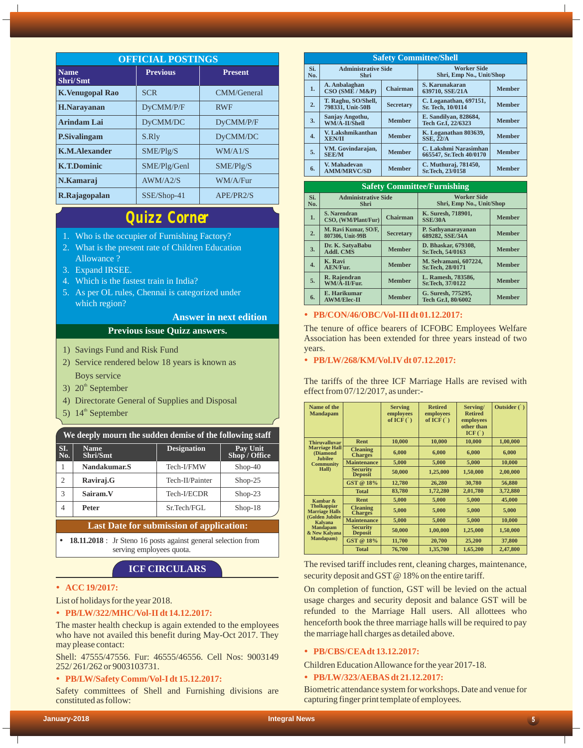## OFFICIAL POSTINGS

| Name Shri/ Smt | Previous | Present |
|---|---|---|
| K.Venugopal Rao | SCR | CMM/General |
| H.Narayanan | DyCMM/P/F | RWF |
| Arindam Lai | DyCMM/DC | DyCMM/P/F |
| P.Sivalingam | S.Rly | DyCMM/DC |
| K.M.Alexander | SME/Plg/S | WM/A1/S |
| K.T.Dominic | SME/Plg/Genl | SME/Plg/S |
| N.Kamaraj | AWM/A2/S | WM/A/Fur |
| R.Rajagopalan | SSE/Shop-41 | APE/PR2/S |

## Quizz Corner

1. Who is the occupier of Furnishing Factory?
2. What is the present rate of Children Education Allowance ?
3. Expand IRSEE.
4. Which is the fastest train in India?
5. As per OL rules, Chennai is categorized under which region?

**Answer in next edition**

### Previous issue Quizz answers.

1) Savings Fund and Risk Fund
2) Service rendered below 18 years is known as Boys service
3) 20th September
4) Directorate General of Supplies and Disposal
5) 14th September

### We deeply mourn the sudden demise of the following staff

| SI. No. | Name Shri/Smt | Designation | Pay Unit Shop / Office |
|---|---|---|---|
| 1 | Nandakumar.S | Tech-I/FMW | Shop-40 |
| 2 | Raviraj.G | Tech-II/Painter | Shop-25 |
| 3 | Sairam.V | Tech-I/ECDR | Shop-23 |
| 4 | Peter | Sr.Tech/FGL | Shop-18 |

### Last Date for submission of application:

- **18.11.2018** : Jr Steno 16 posts against general selection from serving employees quota.

## ICF CIRCULARS

- **ACC 19/2017:**

List of holidays for the year 2018.

- **PB/LW/322/MHC/Vol-II dt 14.12.2017:**

The master health checkup is again extended to the employees who have not availed this benefit during May-Oct 2017. They may please contact:

Shell: 47555/47556. Fur: 46555/46556. Cell Nos: 9003149 252/ 261/262 or 9003103731.

- **PB/LW/Safety Comm/Vol-I dt 15.12.2017:**

Safety committees of Shell and Furnishing divisions are constituted as follow:

### Safety Committee/Shell

| Si. No. | Administrative Side Shri | | Worker Side Shri, Emp No., Unit/Shop | |
|---|---|---|---|---|
| 1. | A. Anbalaghan CSO (SME / M&P) | Chairman | S. Karunakaran 639710, SSE/21A | Member |
| 2. | T. Raghu, SO/Shell, 798331, Unit-50B | Secretary | C. Loganathan, 697151, Sr. Tech, 10/0114 | Member |
| 3. | Sanjay Angothu, WM/A-II/Shell | Member | E. Sandilyan, 828684, Tech Gr.I, 22/6323 | Member |
| 4. | V. Lakshmikanthan XEN/II | Member | K. Loganathan 803639, SSE, 22/A | Member |
| 5. | VM. Govindarajan, SEE/M | Member | C. Lakshmi Narasimhan 665547, Sr.Tech 40/0170 | Member |
| 6. | V. Mahadevan AMM/MRVC/SD | Member | C. Muthuraj, 781450, Sr.Tech, 23/0158 | Member |

### Safety Committee/Furnishing

| Si. No. | Administrative Side Shri | | Worker Side Shri, Emp No., Unit/Shop | |
|---|---|---|---|---|
| 1. | S. Narendran CSO, (WM/Plant/Fur) | Chairman | K. Suresh, 718901, SSE/30A | Member |
| 2. | M. Ravi Kumar, SO/F, 807306, Unit-99B | Secretary | P. Sathyanarayanan 689282, SSE/34A | Member |
| 3. | Dr. K. SatyaBabu Addl. CMS | Member | D. Bhaskar, 679308, Sr.Tech, 54/0163 | Member |
| 4. | K. Ravi AEN/Fur. | Member | M. Selvamani, 607224, Sr.Tech, 28/0171 | Member |
| 5. | R. Rajendran WM/A-II/Fur. | Member | L. Ramesh, 783586, Sr.Tech, 37/0122 | Member |
| 6. | E. Harikumar AWM/Elec-II | Member | G. Suresh, 775295, Tech Gr.I, 80/6002 | Member |

- **PB/CON/46/OBC/Vol-III dt 01.12.2017:**

The tenure of office bearers of ICFOBC Employees Welfare Association has been extended for three years instead of two years.

- **PB/LW/268/KM/Vol.IV dt 07.12.2017:**

The tariffs of the three ICF Marriage Halls are revised with effect from 07/12/2017, as under:-

| Name of the Mandapam | | Serving employees of ICF (`) | Retired employees of ICF (`) | Serving/ Retired employees other than ICF (`) | Outsider (`) |
|---|---|---|---|---|---|
| Thiruvalluvar Marriage Hall (Diamond Jubilee Community Hall) | Rent | 10,000 | 10,000 | 10,000 | 1,00,000 |
| | Cleaning Charges | 6,000 | 6,000 | 6,000 | 6,000 |
| | Maintenance | 5,000 | 5,000 | 5,000 | 10,000 |
| | Security Deposit | 50,000 | 1,25,000 | 1,50,000 | 2,00,000 |
| | GST @ 18% | 12,780 | 26,280 | 30,780 | 56,880 |
| | Total | 83,780 | 1,72,280 | 2,01,780 | 3,72,880 |
| Kambar & Tholkappiar Marriage Halls (Golden Jubilee Kalyana Mandapam & New Kalyana Mandapam) | Rent | 5,000 | 5,000 | 5,000 | 45,000 |
| | Cleaning Charges | 5,000 | 5,000 | 5,000 | 5,000 |
| | Maintenance | 5,000 | 5,000 | 5,000 | 10,000 |
| | Security Deposit | 50,000 | 1,00,000 | 1,25,000 | 1,50,000 |
| | GST @ 18% | 11,700 | 20,700 | 25,200 | 37,800 |
| | Total | 76,700 | 1,35,700 | 1,65,200 | 2,47,800 |

The revised tariff includes rent, cleaning charges, maintenance, security deposit and GST @ 18% on the entire tariff.

On completion of function, GST will be levied on the actual usage charges and security deposit and balance GST will be refunded to the Marriage Hall users. All allottees who henceforth book the three marriage halls will be required to pay the marriage hall charges as detailed above.

- **PB/CBS/CEA dt 13.12.2017:**

Children Education Allowance for the year 2017-18.

- **PB/LW/323/AEBAS dt 21.12.2017:**

Biometric attendance system for workshops. Date and venue for capturing finger print template of employees.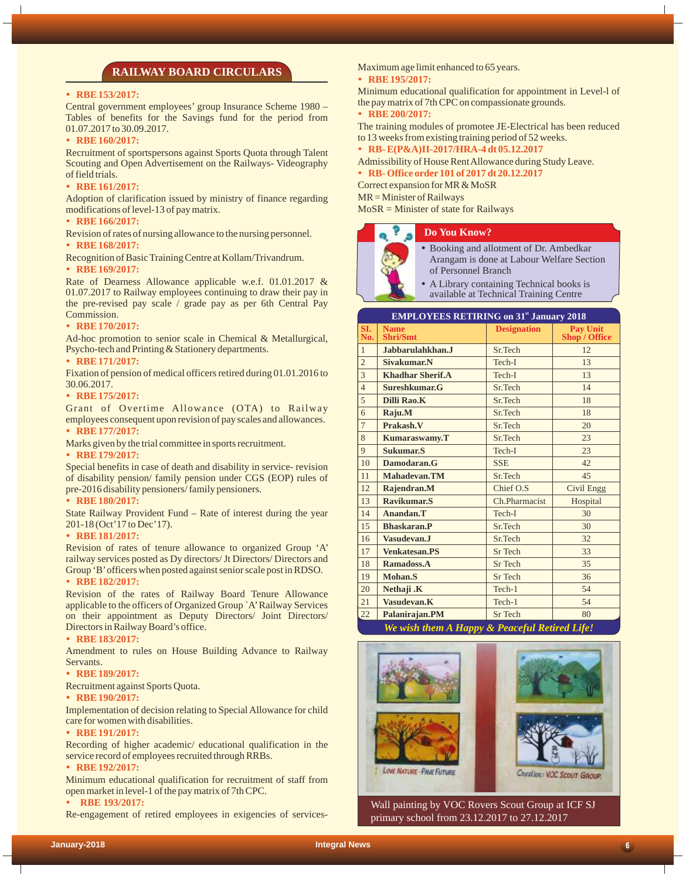## RAILWAY BOARD CIRCULARS

- **RBE 153/2017:**

Central government employees' group Insurance Scheme 1980 – Tables of benefits for the Savings fund for the period from 01.07.2017 to 30.09.2017.

- **RBE 160/2017:**

Recruitment of sportspersons against Sports Quota through Talent Scouting and Open Advertisement on the Railways- Videography of field trials.

- **RBE 161/2017:**

Adoption of clarification issued by ministry of finance regarding modifications of level-13 of pay matrix.

- **RBE 166/2017:**

Revision of rates of nursing allowance to the nursing personnel.

- **RBE 168/2017:**

Recognition of Basic Training Centre at Kollam/Trivandrum.

- **RBE 169/2017:**

Rate of Dearness Allowance applicable w.e.f. 01.01.2017 & 01.07.2017 to Railway employees continuing to draw their pay in the pre-revised pay scale / grade pay as per 6th Central Pay Commission.

- **RBE 170/2017:**

Ad-hoc promotion to senior scale in Chemical & Metallurgical, Psycho-tech and Printing & Stationery departments.

- **RBE 171/2017:**

Fixation of pension of medical officers retired during 01.01.2016 to 30.06.2017.

- **RBE 175/2017:**

Grant of Overtime Allowance (OTA) to Railway employees consequent upon revision of pay scales and allowances.

- **RBE 177/2017:**

Marks given by the trial committee in sports recruitment.

- **RBE 179/2017:**

Special benefits in case of death and disability in service- revision of disability pension/ family pension under CGS (EOP) rules of pre-2016 disability pensioners/ family pensioners.

- **RBE 180/2017:**

State Railway Provident Fund – Rate of interest during the year 201-18 (Oct'17 to Dec'17).

- **RBE 181/2017:**

Revision of rates of tenure allowance to organized Group 'A' railway services posted as Dy directors/ Jt Directors/ Directors and Group 'B' officers when posted against senior scale post in RDSO.

- **RBE 182/2017:**

Revision of the rates of Railway Board Tenure Allowance applicable to the officers of Organized Group `A' Railway Services on their appointment as Deputy Directors/ Joint Directors/ Directors in Railway Board's office.

- **RBE 183/2017:**

Amendment to rules on House Building Advance to Railway Servants.

- **RBE 189/2017:**

Recruitment against Sports Quota.

- **RBE 190/2017:**

Implementation of decision relating to Special Allowance for child care for women with disabilities.

- **RBE 191/2017:**

Recording of higher academic/ educational qualification in the service record of employees recruited through RRBs.

- **RBE 192/2017:**

Minimum educational qualification for recruitment of staff from open market in level-1 of the pay matrix of 7th CPC.

- **RBE 193/2017:**

Re-engagement of retired employees in exigencies of services- Maximum age limit enhanced to 65 years.

- **RBE 195/2017:**

Minimum educational qualification for appointment in Level-l of the pay matrix of 7th CPC on compassionate grounds.

- **RBE 200/2017:**

The training modules of promotee JE-Electrical has been reduced to 13 weeks from existing training period of 52 weeks.

- **RB- E(P&A)II-2017/HRA-4 dt 05.12.2017**

Admissibility of House Rent Allowance during Study Leave.

- **RB- Office order 101 of 2017 dt 20.12.2017**

Correct expansion for MR & MoSR

MR = Minister of Railways

MoSR = Minister of state for Railways

### Do You Know?

- Booking and allotment of Dr. Ambedkar Arangam is done at Labour Welfare Section of Personnel Branch
- A Library containing Technical books is available at Technical Training Centre

### EMPLOYEES RETIRING on 31st January 2018

| Sl. No. | Name Shri/Smt | Designation | Pay Unit Shop / Office |
|---|---|---|---|
| 1 | **Jabbarulahkhan.J** | Sr.Tech | 12 |
| 2 | **Sivakumar.N** | Tech-I | 13 |
| 3 | **Khadhar Sherif.A** | Tech-I | 13 |
| 4 | **Sureshkumar.G** | Sr.Tech | 14 |
| 5 | **Dilli Rao.K** | Sr.Tech | 18 |
| 6 | **Raju.M** | Sr.Tech | 18 |
| 7 | **Prakash.V** | Sr.Tech | 20 |
| 8 | **Kumaraswamy.T** | Sr.Tech | 23 |
| 9 | **Sukumar.S** | Tech-I | 23 |
| 10 | **Damodaran.G** | SSE | 42 |
| 11 | **Mahadevan.TM** | Sr.Tech | 45 |
| 12 | **Rajendran.M** | Chief O.S | Civil Engg |
| 13 | **Ravikumar.S** | Ch.Pharmacist | Hospital |
| 14 | **Anandan.T** | Tech-I | 30 |
| 15 | **Bhaskaran.P** | Sr.Tech | 30 |
| 16 | **Vasudevan.J** | Sr.Tech | 32 |
| 17 | **Venkatesan.PS** | Sr Tech | 33 |
| 18 | **Ramadoss.A** | Sr Tech | 35 |
| 19 | **Mohan.S** | Sr Tech | 36 |
| 20 | **Nethaji .K** | Tech-1 | 54 |
| 21 | **Vasudevan.K** | Tech-1 | 54 |
| 22 | **Palanirajan.PM** | Sr Tech | 80 |

***We wish them A Happy & Peaceful Retired Life!***

Wall painting by VOC Rovers Scout Group at ICF SJ primary school from 23.12.2017 to 27.12.2017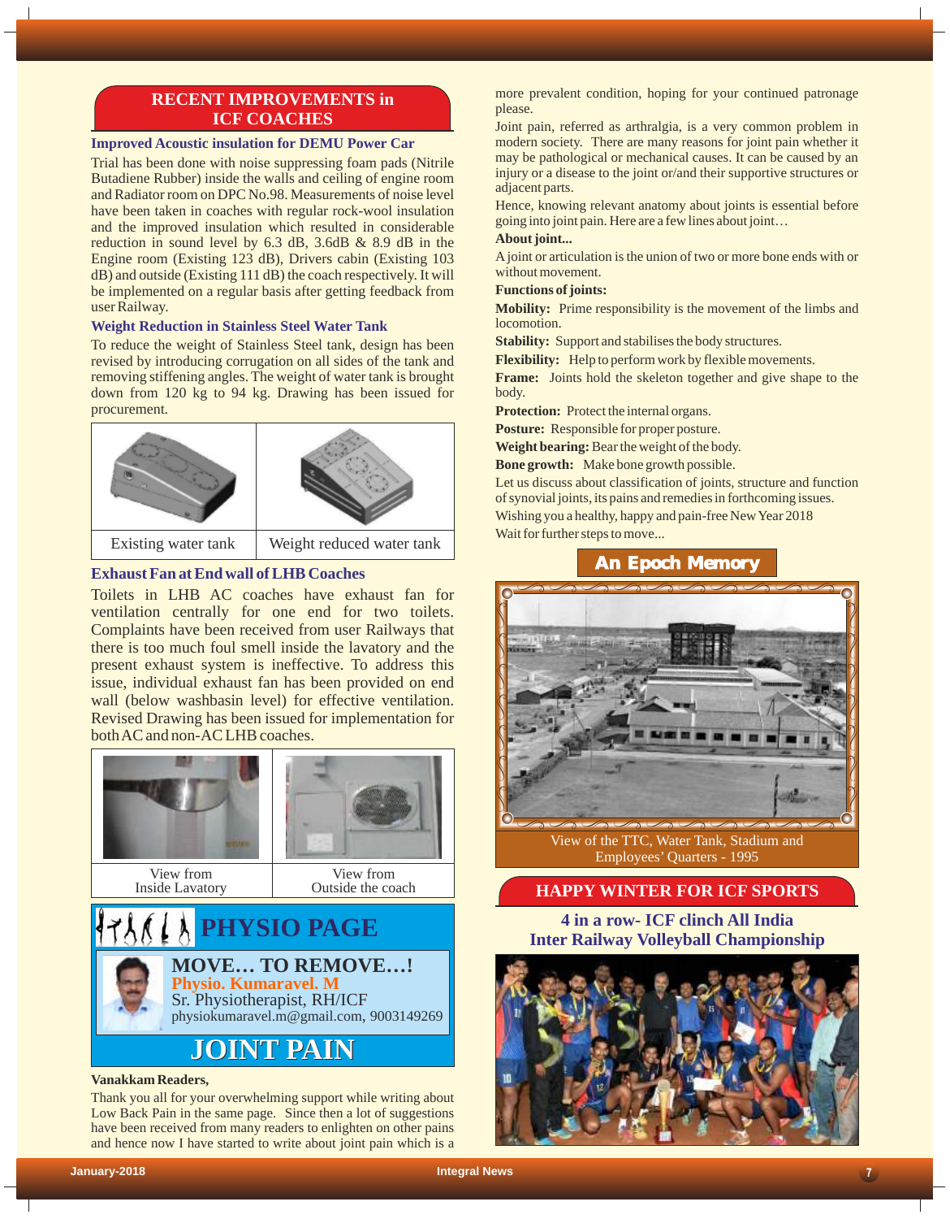## RECENT IMPROVEMENTS in ICF COACHES

### Improved Acoustic insulation for DEMU Power Car

Trial has been done with noise suppressing foam pads (Nitrile Butadiene Rubber) inside the walls and ceiling of engine room and Radiator room on DPC No.98. Measurements of noise level have been taken in coaches with regular rock-wool insulation and the improved insulation which resulted in considerable reduction in sound level by 6.3 dB, 3.6dB & 8.9 dB in the Engine room (Existing 123 dB), Drivers cabin (Existing 103 dB) and outside (Existing 111 dB) the coach respectively. It will be implemented on a regular basis after getting feedback from user Railway.

### Weight Reduction in Stainless Steel Water Tank

To reduce the weight of Stainless Steel tank, design has been revised by introducing corrugation on all sides of the tank and removing stiffening angles. The weight of water tank is brought down from 120 kg to 94 kg. Drawing has been issued for procurement.

Existing water tank | Weight reduced water tank

### Exhaust Fan at End wall of LHB Coaches

Toilets in LHB AC coaches have exhaust fan for ventilation centrally for one end for two toilets. Complaints have been received from user Railways that there is too much foul smell inside the lavatory and the present exhaust system is ineffective. To address this issue, individual exhaust fan has been provided on end wall (below washbasin level) for effective ventilation. Revised Drawing has been issued for implementation for both AC and non-AC LHB coaches.

View from Inside Lavatory | View from Outside the coach

## PHYSIO PAGE

### MOVE… TO REMOVE…!

**Physio. Kumaravel. M**
Sr. Physiotherapist, RH/ICF
physiokumaravel.m@gmail.com, 9003149269

## JOINT PAIN

**Vanakkam Readers,**

Thank you all for your overwhelming support while writing about Low Back Pain in the same page. Since then a lot of suggestions have been received from many readers to enlighten on other pains and hence now I have started to write about joint pain which is a more prevalent condition, hoping for your continued patronage please.

Joint pain, referred as arthralgia, is a very common problem in modern society. There are many reasons for joint pain whether it may be pathological or mechanical causes. It can be caused by an injury or a disease to the joint or/and their supportive structures or adjacent parts.

Hence, knowing relevant anatomy about joints is essential before going into joint pain. Here are a few lines about joint…

**About joint...**

A joint or articulation is the union of two or more bone ends with or without movement.

**Functions of joints:**

**Mobility:** Prime responsibility is the movement of the limbs and locomotion.

**Stability:** Support and stabilises the body structures.

**Flexibility:** Help to perform work by flexible movements.

**Frame:** Joints hold the skeleton together and give shape to the body.

**Protection:** Protect the internal organs.

**Posture:** Responsible for proper posture.

**Weight bearing:** Bear the weight of the body.

**Bone growth:** Make bone growth possible.

Let us discuss about classification of joints, structure and function of synovial joints, its pains and remedies in forthcoming issues.

Wishing you a healthy, happy and pain-free New Year 2018

Wait for further steps to move...

## An Epoch Memory

View of the TTC, Water Tank, Stadium and Employees' Quarters - 1995

## HAPPY WINTER FOR ICF SPORTS

### 4 in a row- ICF clinch All India Inter Railway Volleyball Championship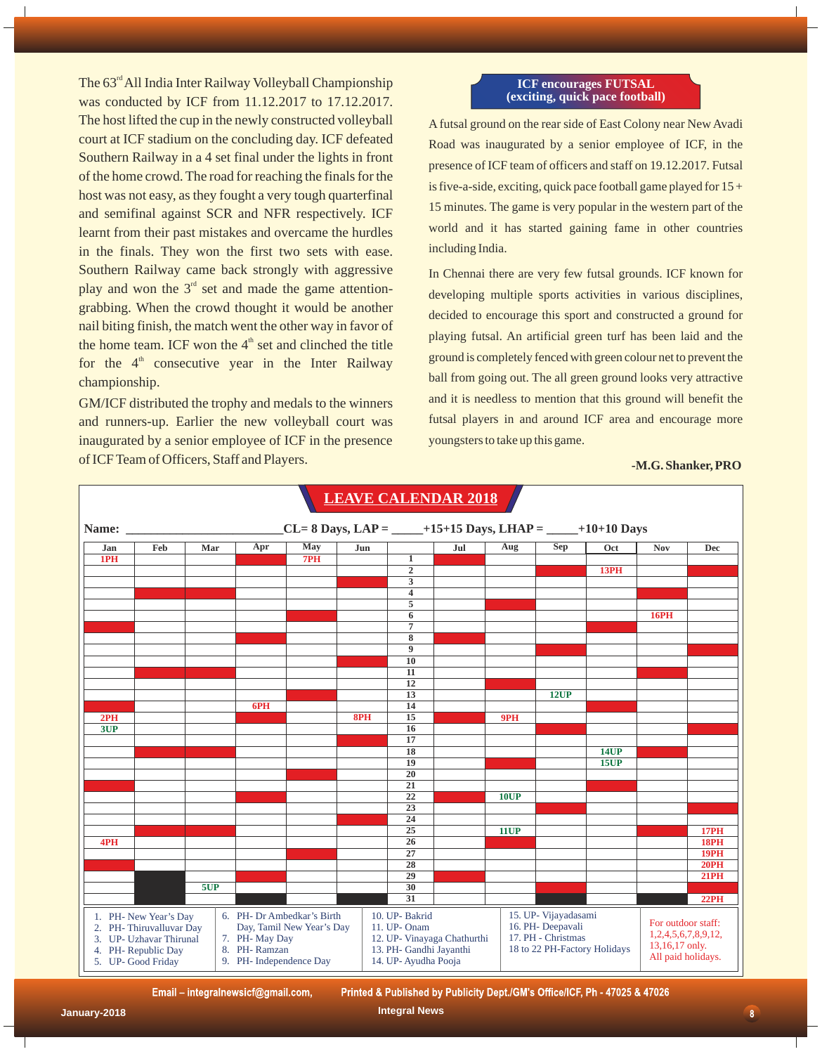The 63rd All India Inter Railway Volleyball Championship was conducted by ICF from 11.12.2017 to 17.12.2017. The host lifted the cup in the newly constructed volleyball court at ICF stadium on the concluding day. ICF defeated Southern Railway in a 4 set final under the lights in front of the home crowd. The road for reaching the finals for the host was not easy, as they fought a very tough quarterfinal and semifinal against SCR and NFR respectively. ICF learnt from their past mistakes and overcame the hurdles in the finals. They won the first two sets with ease. Southern Railway came back strongly with aggressive play and won the 3rd set and made the game attention-grabbing. When the crowd thought it would be another nail biting finish, the match went the other way in favor of the home team. ICF won the 4th set and clinched the title for the 4th consecutive year in the Inter Railway championship.

GM/ICF distributed the trophy and medals to the winners and runners-up. Earlier the new volleyball court was inaugurated by a senior employee of ICF in the presence of ICF Team of Officers, Staff and Players.

## ICF encourages FUTSAL (exciting, quick pace football)

A futsal ground on the rear side of East Colony near New Avadi Road was inaugurated by a senior employee of ICF, in the presence of ICF team of officers and staff on 19.12.2017. Futsal is five-a-side, exciting, quick pace football game played for 15 + 15 minutes. The game is very popular in the western part of the world and it has started gaining fame in other countries including India.

In Chennai there are very few futsal grounds. ICF known for developing multiple sports activities in various disciplines, decided to encourage this sport and constructed a ground for playing futsal. An artificial green turf has been laid and the ground is completely fenced with green colour net to prevent the ball from going out. The all green ground looks very attractive and it is needless to mention that this ground will benefit the futsal players in and around ICF area and encourage more youngsters to take up this game.

**-M.G. Shanker, PRO**

## LEAVE CALENDAR 2018

**Name: \_\_\_\_\_\_\_\_\_\_\_\_\_\_\_\_\_\_\_\_\_\_\_\_ CL= 8 Days, LAP = \_\_\_\_\_+15+15 Days, LHAP = \_\_\_\_\_+10+10 Days**

| Jan | Feb | Mar | Apr | May | Jun | | Jul | Aug | Sep | Oct | Nov | Dec |
|---|---|---|---|---|---|---|---|---|---|---|---|---|
| 1PH | | | | 7PH | | 1 | | | | | | |
| | | | | | | 2 | | | | 13PH | | |
| | | | | | | 3 | | | | | | |
| | | | | | | 4 | | | | | | |
| | | | | | | 5 | | | | | | |
| | | | | | | 6 | | | | | 16PH | |
| | | | | | | 7 | | | | | | |
| | | | | | | 8 | | | | | | |
| | | | | | | 9 | | | | | | |
| | | | | | | 10 | | | | | | |
| | | | | | | 11 | | | | | | |
| | | | | | | 12 | | | | | | |
| | | | | | | 13 | | | 12UP | | | |
| | | | 6PH | | | 14 | | | | | | |
| 2PH | | | | | 8PH | 15 | | 9PH | | | | |
| 3UP | | | | | | 16 | | | | | | |
| | | | | | | 17 | | | | | | |
| | | | | | | 18 | | | | 14UP | | |
| | | | | | | 19 | | | | 15UP | | |
| | | | | | | 20 | | | | | | |
| | | | | | | 21 | | | | | | |
| | | | | | | 22 | | 10UP | | | | |
| | | | | | | 23 | | | | | | |
| | | | | | | 24 | | | | | | |
| | | | | | | 25 | | 11UP | | | | 17PH |
| 4PH | | | | | | 26 | | | | | | 18PH |
| | | | | | | 27 | | | | | | 19PH |
| | | | | | | 28 | | | | | | 20PH |
| | | | | | | 29 | | | | | | 21PH |
| | | 5UP | | | | 30 | | | | | | |
| | | | | | | 31 | | | | | | 22PH |

1. PH- New Year's Day
2. PH- Thiruvalluvar Day
3. UP- Uzhavar Thirunal
4. PH- Republic Day
5. UP- Good Friday
6. PH- Dr Ambedkar's Birth Day, Tamil New Year's Day
7. PH- May Day
8. PH- Ramzan
9. PH- Independence Day
10. UP- Bakrid
11. UP- Onam
12. PH- Vinayaga Chathurthi
13. PH- Gandhi Jayanthi
14. UP- Ayudha Pooja
15. UP- Vijayadasami
16. PH- Deepavali
17. PH - Christmas
18 to 22 PH-Factory Holidays

For outdoor staff: 1,2,4,5,6,7,8,9,12, 13,16,17 only. All paid holidays.